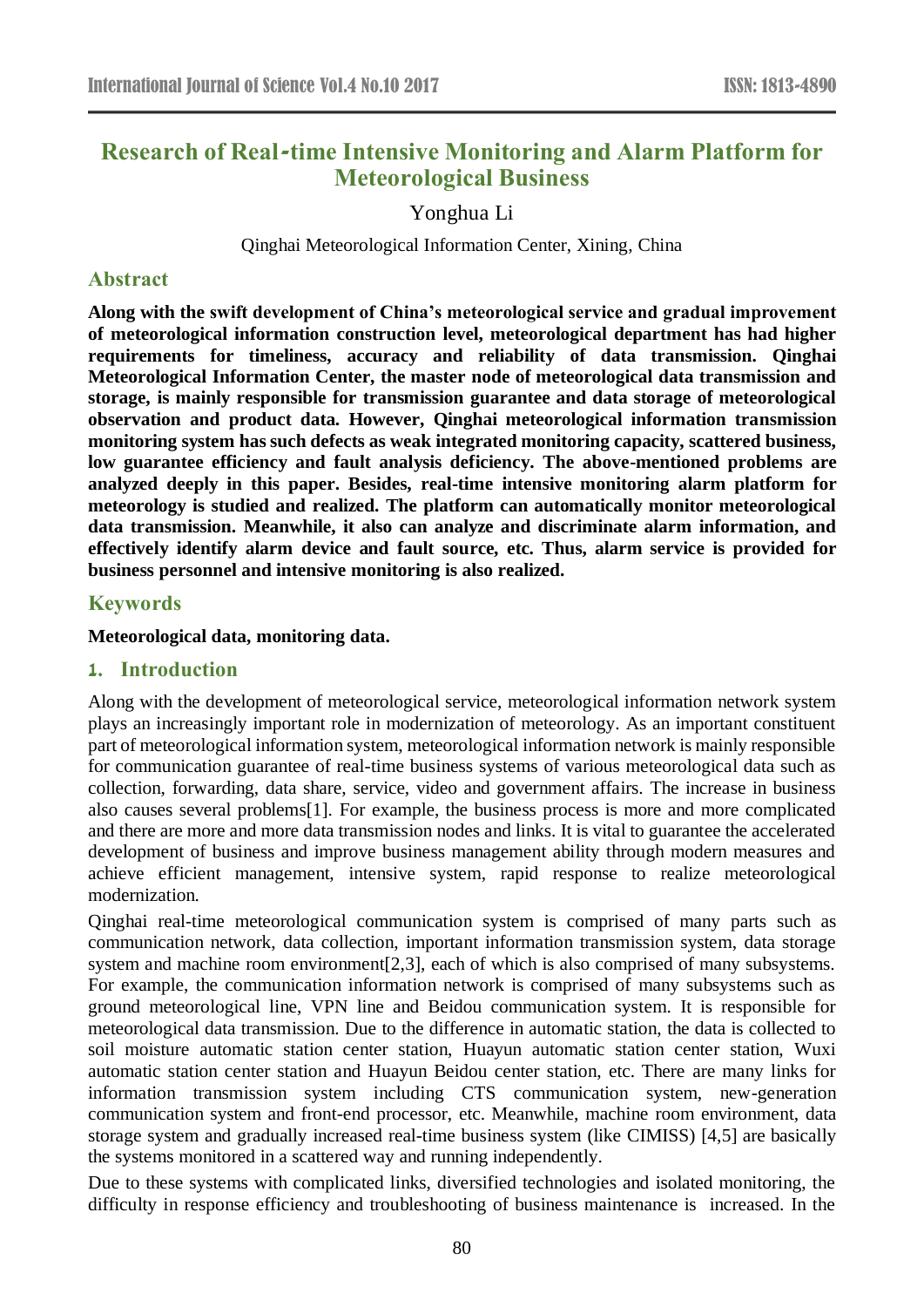# Research of Real-time Intensive Monitoring and Alarm Platform for Meteorological Business

Yonghua Li

Qinghai Meteorological Information Center, Xining, China

## Abstract

**Along with the swift development of China's meteorological service and gradual improvement of meteorological information construction level, meteorological department has had higher requirements for timeliness, accuracy and reliability of data transmission. Qinghai Meteorological Information Center, the master node of meteorological data transmission and storage, is mainly responsible for transmission guarantee and data storage of meteorological observation and product data. However, Qinghai meteorological information transmission monitoring system has such defects as weak integrated monitoring capacity, scattered business, low guarantee efficiency and fault analysis deficiency. The above-mentioned problems are analyzed deeply in this paper. Besides, real-time intensive monitoring alarm platform for meteorology is studied and realized. The platform can automatically monitor meteorological data transmission. Meanwhile, it also can analyze and discriminate alarm information, and effectively identify alarm device and fault source, etc. Thus, alarm service is provided for business personnel and intensive monitoring is also realized.**

## Keywords

**Meteorological data, monitoring data.**

## 1. Introduction

Along with the development of meteorological service, meteorological information network system plays an increasingly important role in modernization of meteorology. As an important constituent part of meteorological information system, meteorological information network is mainly responsible for communication guarantee of real-time business systems of various meteorological data such as collection, forwarding, data share, service, video and government affairs. The increase in business also causes several problems[1]. For example, the business process is more and more complicated and there are more and more data transmission nodes and links. It is vital to guarantee the accelerated development of business and improve business management ability through modern measures and achieve efficient management, intensive system, rapid response to realize meteorological modernization.

Qinghai real-time meteorological communication system is comprised of many parts such as communication network, data collection, important information transmission system, data storage system and machine room environment[2,3], each of which is also comprised of many subsystems. For example, the communication information network is comprised of many subsystems such as ground meteorological line, VPN line and Beidou communication system. It is responsible for meteorological data transmission. Due to the difference in automatic station, the data is collected to soil moisture automatic station center station, Huayun automatic station center station, Wuxi automatic station center station and Huayun Beidou center station, etc. There are many links for information transmission system including CTS communication system, new-generation communication system and front-end processor, etc. Meanwhile, machine room environment, data storage system and gradually increased real-time business system (like CIMISS) [4,5] are basically the systems monitored in a scattered way and running independently.

Due to these systems with complicated links, diversified technologies and isolated monitoring, the difficulty in response efficiency and troubleshooting of business maintenance is increased. In the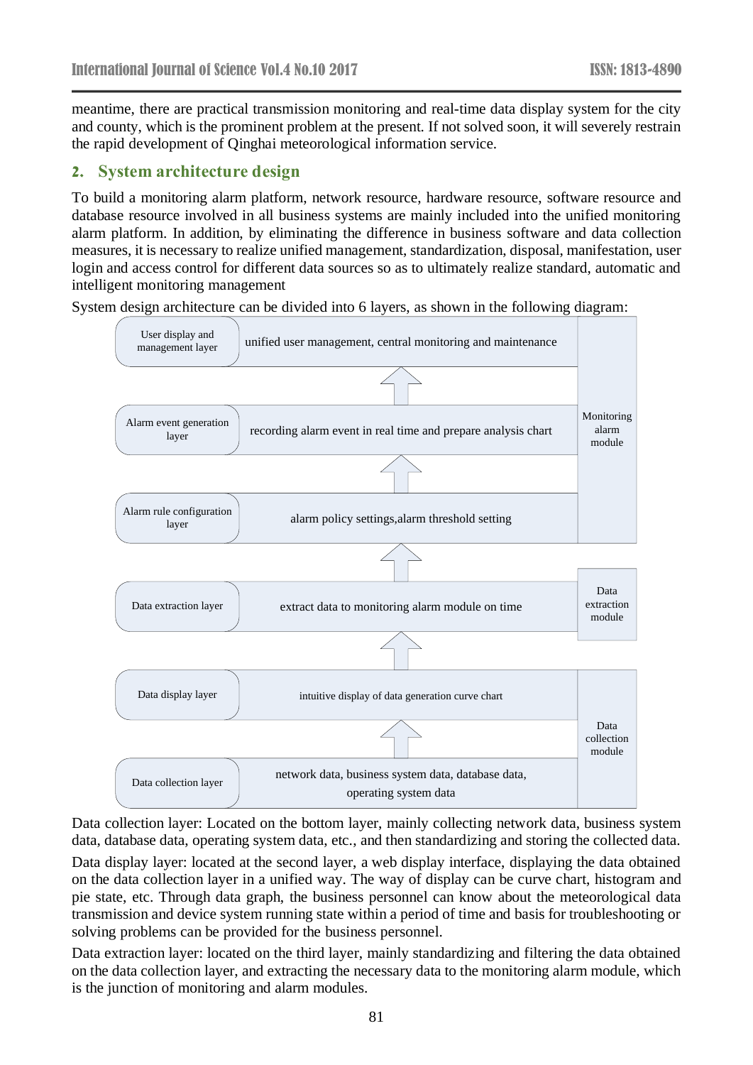meantime, there are practical transmission monitoring and real-time data display system for the city and county, which is the prominent problem at the present. If not solved soon, it will severely restrain the rapid development of Qinghai meteorological information service.

## 2. System architecture design

To build a monitoring alarm platform, network resource, hardware resource, software resource and database resource involved in all business systems are mainly included into the unified monitoring alarm platform. In addition, by eliminating the difference in business software and data collection measures, it is necessary to realize unified management, standardization, disposal, manifestation, user login and access control for different data sources so as to ultimately realize standard, automatic and intelligent monitoring management

System design architecture can be divided into 6 layers, as shown in the following diagram:

| Layer | Function | Module |
| --- | --- | --- |
| User display and management layer | unified user management, central monitoring and maintenance | Monitoring alarm module |
| Alarm event generation layer | recording alarm event in real time and prepare analysis chart | |
| Alarm rule configuration layer | alarm policy settings, alarm threshold setting | |
| Data extraction layer | extract data to monitoring alarm module on time | Data extraction module |
| Data display layer | intuitive display of data generation curve chart | Data collection module |
| Data collection layer | network data, business system data, database data, operating system data | |

Data collection layer: Located on the bottom layer, mainly collecting network data, business system data, database data, operating system data, etc., and then standardizing and storing the collected data.

Data display layer: located at the second layer, a web display interface, displaying the data obtained on the data collection layer in a unified way. The way of display can be curve chart, histogram and pie state, etc. Through data graph, the business personnel can know about the meteorological data transmission and device system running state within a period of time and basis for troubleshooting or solving problems can be provided for the business personnel.

Data extraction layer: located on the third layer, mainly standardizing and filtering the data obtained on the data collection layer, and extracting the necessary data to the monitoring alarm module, which is the junction of monitoring and alarm modules.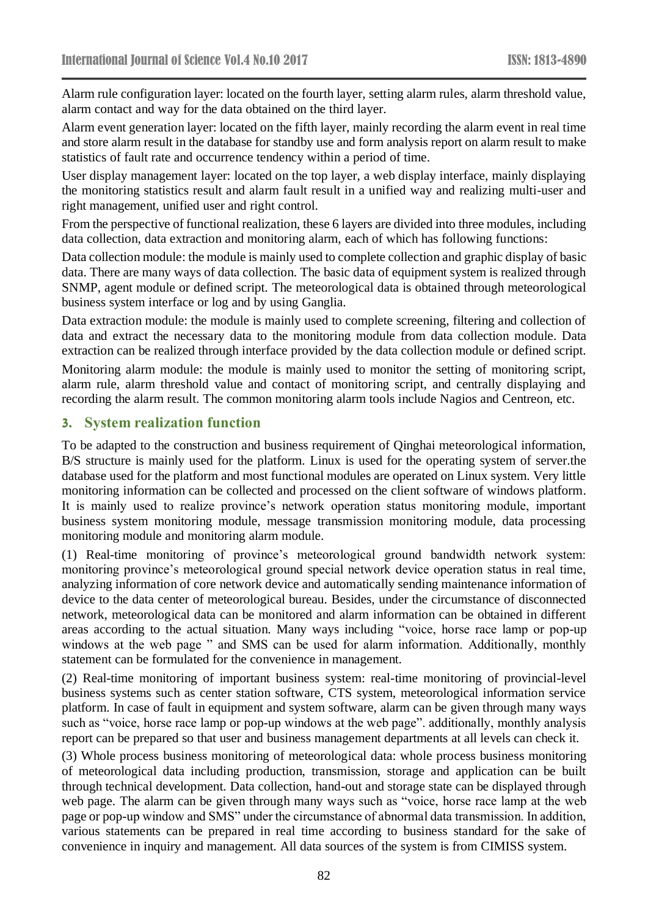Alarm rule configuration layer: located on the fourth layer, setting alarm rules, alarm threshold value, alarm contact and way for the data obtained on the third layer.

Alarm event generation layer: located on the fifth layer, mainly recording the alarm event in real time and store alarm result in the database for standby use and form analysis report on alarm result to make statistics of fault rate and occurrence tendency within a period of time.

User display management layer: located on the top layer, a web display interface, mainly displaying the monitoring statistics result and alarm fault result in a unified way and realizing multi-user and right management, unified user and right control.

From the perspective of functional realization, these 6 layers are divided into three modules, including data collection, data extraction and monitoring alarm, each of which has following functions:

Data collection module: the module is mainly used to complete collection and graphic display of basic data. There are many ways of data collection. The basic data of equipment system is realized through SNMP, agent module or defined script. The meteorological data is obtained through meteorological business system interface or log and by using Ganglia.

Data extraction module: the module is mainly used to complete screening, filtering and collection of data and extract the necessary data to the monitoring module from data collection module. Data extraction can be realized through interface provided by the data collection module or defined script.

Monitoring alarm module: the module is mainly used to monitor the setting of monitoring script, alarm rule, alarm threshold value and contact of monitoring script, and centrally displaying and recording the alarm result. The common monitoring alarm tools include Nagios and Centreon, etc.

## 3. System realization function

To be adapted to the construction and business requirement of Qinghai meteorological information, B/S structure is mainly used for the platform. Linux is used for the operating system of server.the database used for the platform and most functional modules are operated on Linux system. Very little monitoring information can be collected and processed on the client software of windows platform. It is mainly used to realize province's network operation status monitoring module, important business system monitoring module, message transmission monitoring module, data processing monitoring module and monitoring alarm module.

(1) Real-time monitoring of province's meteorological ground bandwidth network system: monitoring province's meteorological ground special network device operation status in real time, analyzing information of core network device and automatically sending maintenance information of device to the data center of meteorological bureau. Besides, under the circumstance of disconnected network, meteorological data can be monitored and alarm information can be obtained in different areas according to the actual situation. Many ways including "voice, horse race lamp or pop-up windows at the web page " and SMS can be used for alarm information. Additionally, monthly statement can be formulated for the convenience in management.

(2) Real-time monitoring of important business system: real-time monitoring of provincial-level business systems such as center station software, CTS system, meteorological information service platform. In case of fault in equipment and system software, alarm can be given through many ways such as "voice, horse race lamp or pop-up windows at the web page". additionally, monthly analysis report can be prepared so that user and business management departments at all levels can check it.

(3) Whole process business monitoring of meteorological data: whole process business monitoring of meteorological data including production, transmission, storage and application can be built through technical development. Data collection, hand-out and storage state can be displayed through web page. The alarm can be given through many ways such as "voice, horse race lamp at the web page or pop-up window and SMS" under the circumstance of abnormal data transmission. In addition, various statements can be prepared in real time according to business standard for the sake of convenience in inquiry and management. All data sources of the system is from CIMISS system.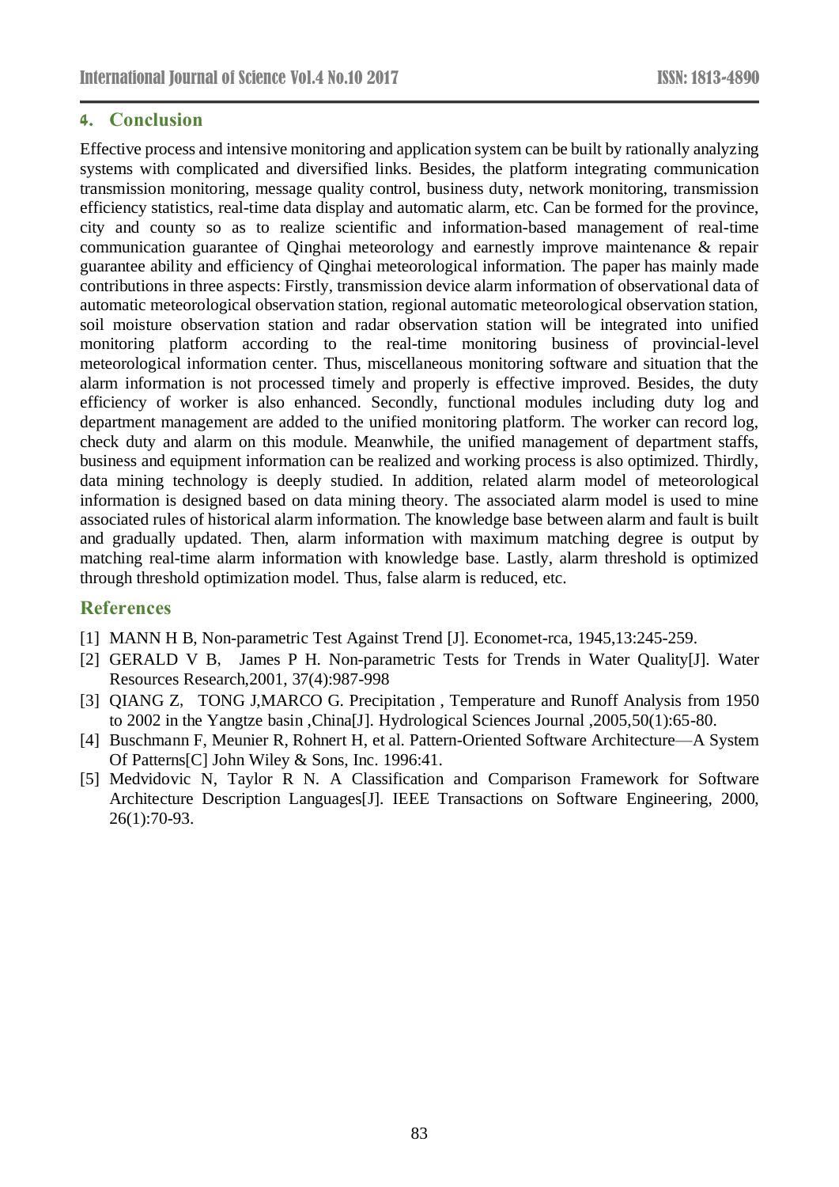## 4. Conclusion

Effective process and intensive monitoring and application system can be built by rationally analyzing systems with complicated and diversified links. Besides, the platform integrating communication transmission monitoring, message quality control, business duty, network monitoring, transmission efficiency statistics, real-time data display and automatic alarm, etc. Can be formed for the province, city and county so as to realize scientific and information-based management of real-time communication guarantee of Qinghai meteorology and earnestly improve maintenance & repair guarantee ability and efficiency of Qinghai meteorological information. The paper has mainly made contributions in three aspects: Firstly, transmission device alarm information of observational data of automatic meteorological observation station, regional automatic meteorological observation station, soil moisture observation station and radar observation station will be integrated into unified monitoring platform according to the real-time monitoring business of provincial-level meteorological information center. Thus, miscellaneous monitoring software and situation that the alarm information is not processed timely and properly is effective improved. Besides, the duty efficiency of worker is also enhanced. Secondly, functional modules including duty log and department management are added to the unified monitoring platform. The worker can record log, check duty and alarm on this module. Meanwhile, the unified management of department staffs, business and equipment information can be realized and working process is also optimized. Thirdly, data mining technology is deeply studied. In addition, related alarm model of meteorological information is designed based on data mining theory. The associated alarm model is used to mine associated rules of historical alarm information. The knowledge base between alarm and fault is built and gradually updated. Then, alarm information with maximum matching degree is output by matching real-time alarm information with knowledge base. Lastly, alarm threshold is optimized through threshold optimization model. Thus, false alarm is reduced, etc.

## References

[1] MANN H B, Non-parametric Test Against Trend [J]. Economet-rca, 1945,13:245-259.

[2] GERALD V B, James P H. Non-parametric Tests for Trends in Water Quality[J]. Water Resources Research,2001, 37(4):987-998

[3] QIANG Z, TONG J,MARCO G. Precipitation , Temperature and Runoff Analysis from 1950 to 2002 in the Yangtze basin ,China[J]. Hydrological Sciences Journal ,2005,50(1):65-80.

[4] Buschmann F, Meunier R, Rohnert H, et al. Pattern-Oriented Software Architecture—A System Of Patterns[C] John Wiley & Sons, Inc. 1996:41.

[5] Medvidovic N, Taylor R N. A Classification and Comparison Framework for Software Architecture Description Languages[J]. IEEE Transactions on Software Engineering, 2000, 26(1):70-93.